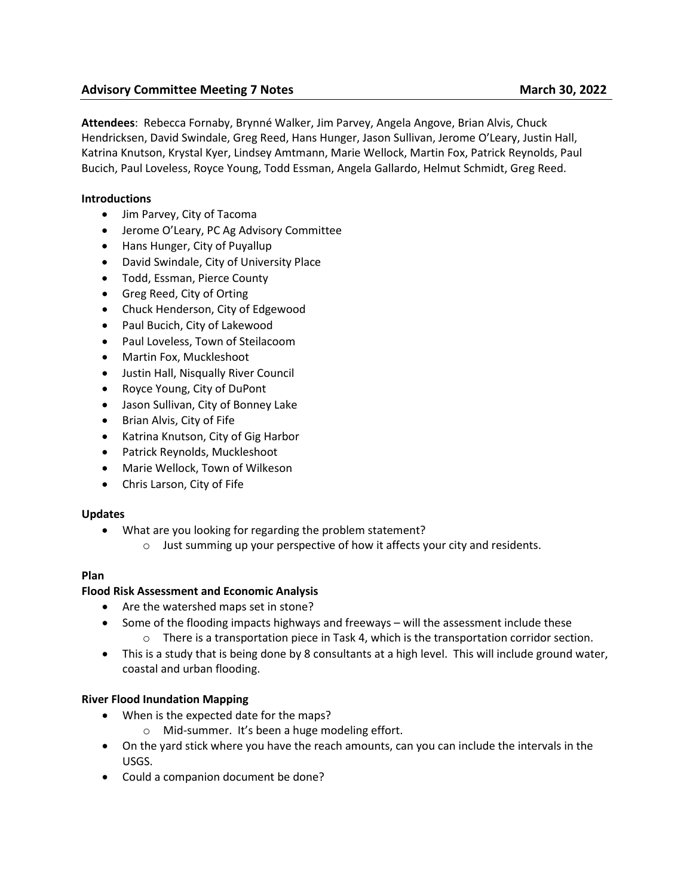## Advisory Committee Meeting 7 Notes — March 30, 2022

**Attendees**: Rebecca Fornaby, Brynné Walker, Jim Parvey, Angela Angove, Brian Alvis, Chuck Hendricksen, David Swindale, Greg Reed, Hans Hunger, Jason Sullivan, Jerome O'Leary, Justin Hall, Katrina Knutson, Krystal Kyer, Lindsey Amtmann, Marie Wellock, Martin Fox, Patrick Reynolds, Paul Bucich, Paul Loveless, Royce Young, Todd Essman, Angela Gallardo, Helmut Schmidt, Greg Reed.

**Introductions**

- Jim Parvey, City of Tacoma
- Jerome O'Leary, PC Ag Advisory Committee
- Hans Hunger, City of Puyallup
- David Swindale, City of University Place
- Todd, Essman, Pierce County
- Greg Reed, City of Orting
- Chuck Henderson, City of Edgewood
- Paul Bucich, City of Lakewood
- Paul Loveless, Town of Steilacoom
- Martin Fox, Muckleshoot
- Justin Hall, Nisqually River Council
- Royce Young, City of DuPont
- Jason Sullivan, City of Bonney Lake
- Brian Alvis, City of Fife
- Katrina Knutson, City of Gig Harbor
- Patrick Reynolds, Muckleshoot
- Marie Wellock, Town of Wilkeson
- Chris Larson, City of Fife

**Updates**

- What are you looking for regarding the problem statement?
  - Just summing up your perspective of how it affects your city and residents.

**Plan**

**Flood Risk Assessment and Economic Analysis**

- Are the watershed maps set in stone?
- Some of the flooding impacts highways and freeways – will the assessment include these
  - There is a transportation piece in Task 4, which is the transportation corridor section.
- This is a study that is being done by 8 consultants at a high level. This will include ground water, coastal and urban flooding.

**River Flood Inundation Mapping**

- When is the expected date for the maps?
  - Mid-summer. It's been a huge modeling effort.
- On the yard stick where you have the reach amounts, can you can include the intervals in the USGS.
- Could a companion document be done?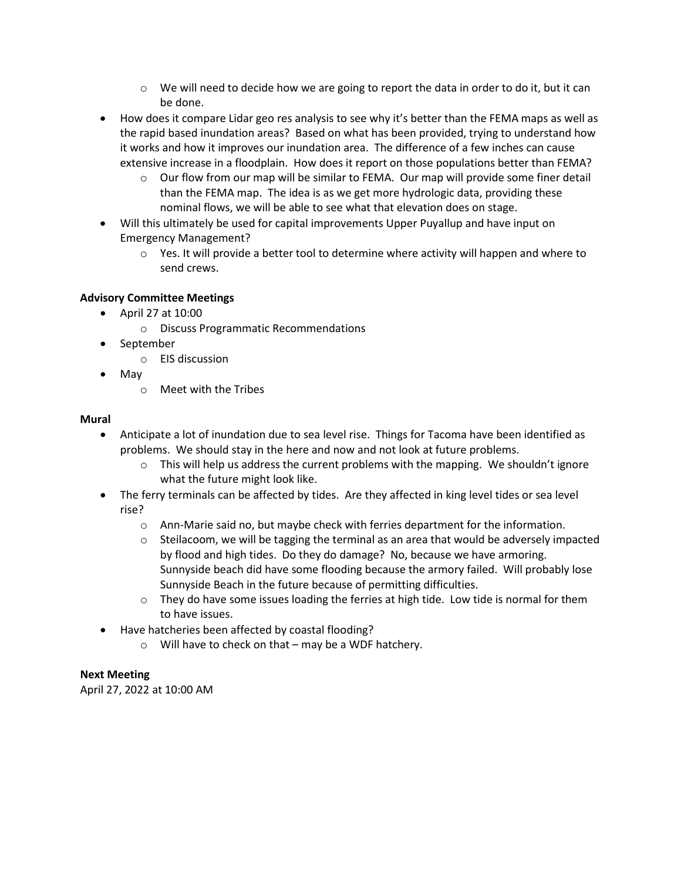- We will need to decide how we are going to report the data in order to do it, but it can be done.
- How does it compare Lidar geo res analysis to see why it's better than the FEMA maps as well as the rapid based inundation areas? Based on what has been provided, trying to understand how it works and how it improves our inundation area. The difference of a few inches can cause extensive increase in a floodplain. How does it report on those populations better than FEMA?
    - Our flow from our map will be similar to FEMA. Our map will provide some finer detail than the FEMA map. The idea is as we get more hydrologic data, providing these nominal flows, we will be able to see what that elevation does on stage.
- Will this ultimately be used for capital improvements Upper Puyallup and have input on Emergency Management?
    - Yes. It will provide a better tool to determine where activity will happen and where to send crews.

**Advisory Committee Meetings**

- April 27 at 10:00
    - Discuss Programmatic Recommendations
- September
    - EIS discussion
- May
    - Meet with the Tribes

**Mural**

- Anticipate a lot of inundation due to sea level rise. Things for Tacoma have been identified as problems. We should stay in the here and now and not look at future problems.
    - This will help us address the current problems with the mapping. We shouldn't ignore what the future might look like.
- The ferry terminals can be affected by tides. Are they affected in king level tides or sea level rise?
    - Ann-Marie said no, but maybe check with ferries department for the information.
    - Steilacoom, we will be tagging the terminal as an area that would be adversely impacted by flood and high tides. Do they do damage? No, because we have armoring. Sunnyside beach did have some flooding because the armory failed. Will probably lose Sunnyside Beach in the future because of permitting difficulties.
    - They do have some issues loading the ferries at high tide. Low tide is normal for them to have issues.
- Have hatcheries been affected by coastal flooding?
    - Will have to check on that – may be a WDF hatchery.

**Next Meeting**

April 27, 2022 at 10:00 AM